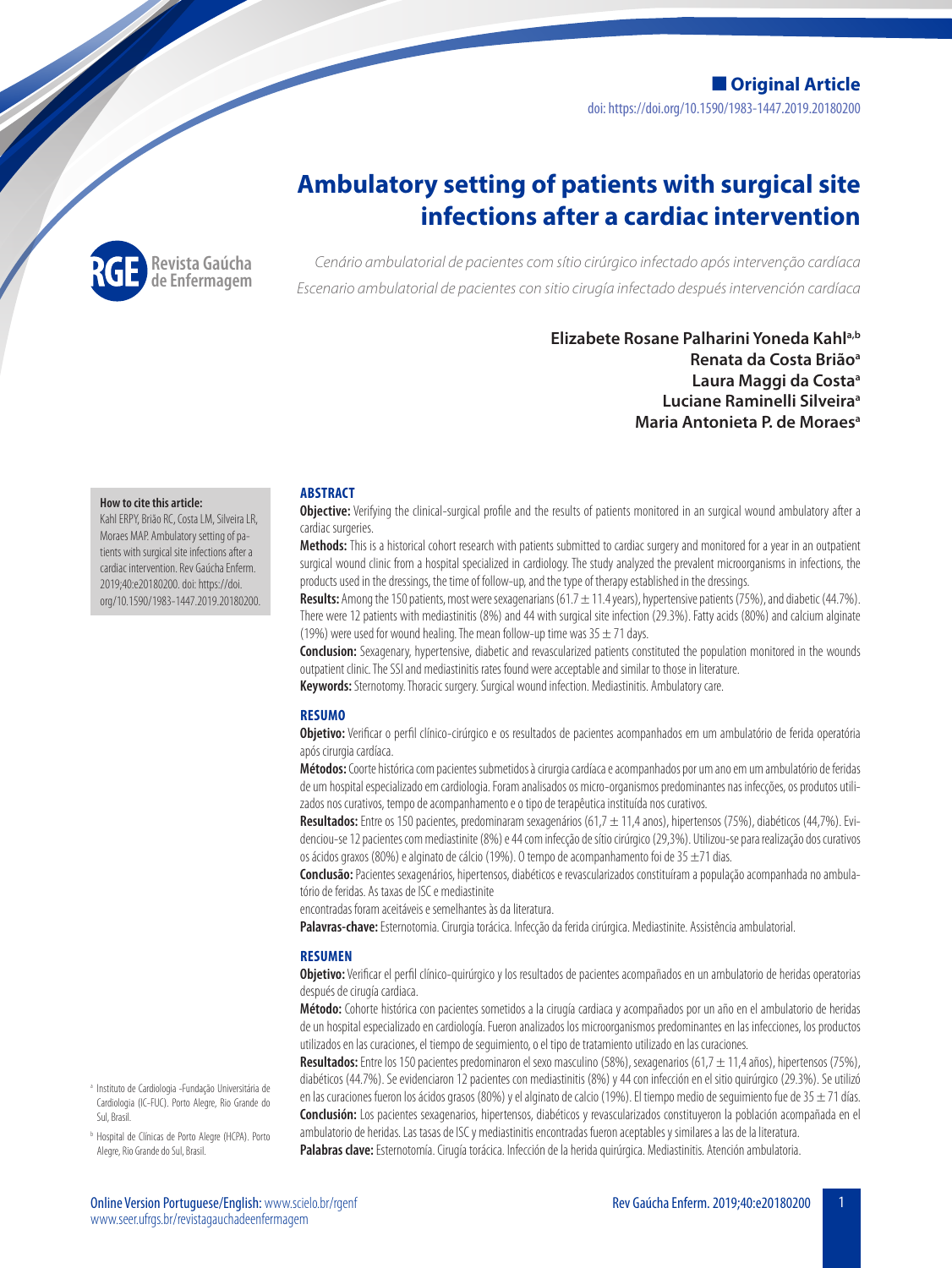**Original Article**

doi: https://doi.org/10.1590/1983-1447.2019.20180200

# Ambulatory setting of patients with surgical site infections after a cardiac intervention

*Cenário ambulatorial de pacientes com sítio cirúrgico infectado após intervenção cardíaca*

*Escenario ambulatorial de pacientes con sitio cirugía infectado después intervención cardíaca*

**Elizabete Rosane Palharini Yoneda Kahl**[a,b]
**Renata da Costa Brião**[a]
**Laura Maggi da Costa**[a]
**Luciane Raminelli Silveira**[a]
**Maria Antonieta P. de Moraes**[a]

**How to cite this article:**
Kahl ERPY, Brião RC, Costa LM, Silveira LR, Moraes MAP. Ambulatory setting of patients with surgical site infections after a cardiac intervention. Rev Gaúcha Enferm. 2019;40:e20180200. doi: https://doi.org/10.1590/1983-1447.2019.20180200.

## ABSTRACT

**Objective:** Verifying the clinical-surgical profile and the results of patients monitored in an surgical wound ambulatory after a cardiac surgeries.

**Methods:** This is a historical cohort research with patients submitted to cardiac surgery and monitored for a year in an outpatient surgical wound clinic from a hospital specialized in cardiology. The study analyzed the prevalent microorganisms in infections, the products used in the dressings, the time of follow-up, and the type of therapy established in the dressings.

**Results:** Among the 150 patients, most were sexagenarians ($61.7 \pm 11.4$ years), hypertensive patients (75%), and diabetic (44.7%). There were 12 patients with mediastinitis (8%) and 44 with surgical site infection (29.3%). Fatty acids (80%) and calcium alginate (19%) were used for wound healing. The mean follow-up time was $35 \pm 71$ days.

**Conclusion:** Sexagenary, hypertensive, diabetic and revascularized patients constituted the population monitored in the wounds outpatient clinic. The SSI and mediastinitis rates found were acceptable and similar to those in literature.

**Keywords:** Sternotomy. Thoracic surgery. Surgical wound infection. Mediastinitis. Ambulatory care.

## RESUMO

**Objetivo:** Verificar o perfil clínico-cirúrgico e os resultados de pacientes acompanhados em um ambulatório de ferida operatória após cirurgia cardíaca.

**Métodos:** Coorte histórica com pacientes submetidos à cirurgia cardíaca e acompanhados por um ano em um ambulatório de feridas de um hospital especializado em cardiologia. Foram analisados os micro-organismos predominantes nas infecções, os produtos utilizados nos curativos, tempo de acompanhamento e o tipo de terapêutica instituída nos curativos.

**Resultados:** Entre os 150 pacientes, predominaram sexagenários ($61,7 \pm 11,4$ anos), hipertensos (75%), diabéticos (44,7%). Evidenciou-se 12 pacientes com mediastinite (8%) e 44 com infecção de sítio cirúrgico (29,3%). Utilizou-se para realização dos curativos os ácidos graxos (80%) e alginato de cálcio (19%). O tempo de acompanhamento foi de $35 \pm 71$ dias.

**Conclusão:** Pacientes sexagenários, hipertensos, diabéticos e revascularizados constituíram a população acompanhada no ambulatório de feridas. As taxas de ISC e mediastinite encontradas foram aceitáveis e semelhantes às da literatura.

**Palavras-chave:** Esternotomia. Cirurgia torácica. Infecção da ferida cirúrgica. Mediastinite. Assistência ambulatorial.

## RESUMEN

**Objetivo:** Verificar el perfil clínico-quirúrgico y los resultados de pacientes acompañados en un ambulatorio de heridas operatorias después de cirugía cardiaca.

**Método:** Cohorte histórica con pacientes sometidos a la cirugía cardiaca y acompañados por un año en el ambulatorio de heridas de un hospital especializado en cardiología. Fueron analizados los microorganismos predominantes en las infecciones, los productos utilizados en las curaciones, el tiempo de seguimiento, o el tipo de tratamiento utilizado en las curaciones.

**Resultados:** Entre los 150 pacientes predominaron el sexo masculino (58%), sexagenarios ($61,7 \pm 11,4$ años), hipertensos (75%), diabéticos (44.7%). Se evidenciaron 12 pacientes con mediastinitis (8%) y 44 con infección en el sitio quirúrgico (29.3%). Se utilizó en las curaciones fueron los ácidos grasos (80%) y el alginato de calcio (19%). El tiempo medio de seguimiento fue de $35 \pm 71$ días.

**Conclusión:** Los pacientes sexagenarios, hipertensos, diabéticos y revascularizados constituyeron la población acompañada en el ambulatorio de heridas. Las tasas de ISC y mediastinitis encontradas fueron aceptables y similares a las de la literatura.

**Palabras clave:** Esternotomía. Cirugía torácica. Infección de la herida quirúrgica. Mediastinitis. Atención ambulatoria.

[a] Instituto de Cardiologia -Fundação Universitária de Cardiologia (IC-FUC). Porto Alegre, Rio Grande do Sul, Brasil.

[b] Hospital de Clínicas de Porto Alegre (HCPA). Porto Alegre, Rio Grande do Sul, Brasil.

Online Version Portuguese/English: www.scielo.br/rgenf
www.seer.ufrgs.br/revistagauchadeenfermagem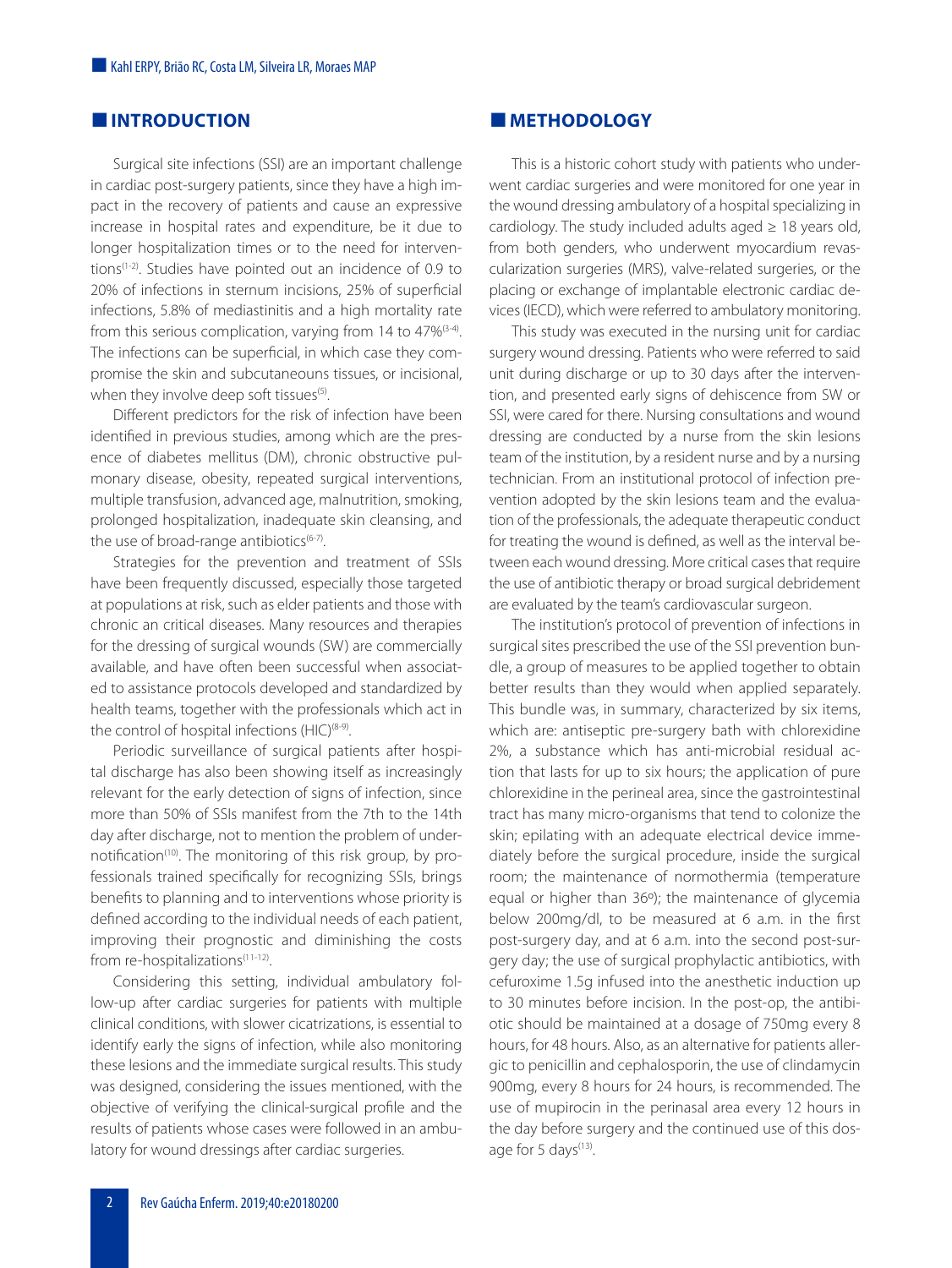## INTRODUCTION

Surgical site infections (SSI) are an important challenge in cardiac post-surgery patients, since they have a high impact in the recovery of patients and cause an expressive increase in hospital rates and expenditure, be it due to longer hospitalization times or to the need for interventions[1-2]. Studies have pointed out an incidence of 0.9 to 20% of infections in sternum incisions, 25% of superficial infections, 5.8% of mediastinitis and a high mortality rate from this serious complication, varying from 14 to 47%[3-4]. The infections can be superficial, in which case they compromise the skin and subcutaneouns tissues, or incisional, when they involve deep soft tissues[5].

Different predictors for the risk of infection have been identified in previous studies, among which are the presence of diabetes mellitus (DM), chronic obstructive pulmonary disease, obesity, repeated surgical interventions, multiple transfusion, advanced age, malnutrition, smoking, prolonged hospitalization, inadequate skin cleansing, and the use of broad-range antibiotics[6-7].

Strategies for the prevention and treatment of SSIs have been frequently discussed, especially those targeted at populations at risk, such as elder patients and those with chronic an critical diseases. Many resources and therapies for the dressing of surgical wounds (SW) are commercially available, and have often been successful when associated to assistance protocols developed and standardized by health teams, together with the professionals which act in the control of hospital infections (HIC)[8-9].

Periodic surveillance of surgical patients after hospital discharge has also been showing itself as increasingly relevant for the early detection of signs of infection, since more than 50% of SSIs manifest from the 7th to the 14th day after discharge, not to mention the problem of undernotification[10]. The monitoring of this risk group, by professionals trained specifically for recognizing SSIs, brings benefits to planning and to interventions whose priority is defined according to the individual needs of each patient, improving their prognostic and diminishing the costs from re-hospitalizations[11-12].

Considering this setting, individual ambulatory follow-up after cardiac surgeries for patients with multiple clinical conditions, with slower cicatrizations, is essential to identify early the signs of infection, while also monitoring these lesions and the immediate surgical results. This study was designed, considering the issues mentioned, with the objective of verifying the clinical-surgical profile and the results of patients whose cases were followed in an ambulatory for wound dressings after cardiac surgeries.

## METHODOLOGY

This is a historic cohort study with patients who underwent cardiac surgeries and were monitored for one year in the wound dressing ambulatory of a hospital specializing in cardiology. The study included adults aged ≥ 18 years old, from both genders, who underwent myocardium revascularization surgeries (MRS), valve-related surgeries, or the placing or exchange of implantable electronic cardiac devices (IECD), which were referred to ambulatory monitoring.

This study was executed in the nursing unit for cardiac surgery wound dressing. Patients who were referred to said unit during discharge or up to 30 days after the intervention, and presented early signs of dehiscence from SW or SSI, were cared for there. Nursing consultations and wound dressing are conducted by a nurse from the skin lesions team of the institution, by a resident nurse and by a nursing technician. From an institutional protocol of infection prevention adopted by the skin lesions team and the evaluation of the professionals, the adequate therapeutic conduct for treating the wound is defined, as well as the interval between each wound dressing. More critical cases that require the use of antibiotic therapy or broad surgical debridement are evaluated by the team's cardiovascular surgeon.

The institution's protocol of prevention of infections in surgical sites prescribed the use of the SSI prevention bundle, a group of measures to be applied together to obtain better results than they would when applied separately. This bundle was, in summary, characterized by six items, which are: antiseptic pre-surgery bath with chlorexidine 2%, a substance which has anti-microbial residual action that lasts for up to six hours; the application of pure chlorexidine in the perineal area, since the gastrointestinal tract has many micro-organisms that tend to colonize the skin; epilating with an adequate electrical device immediately before the surgical procedure, inside the surgical room; the maintenance of normothermia (temperature equal or higher than 36º); the maintenance of glycemia below 200mg/dl, to be measured at 6 a.m. in the first post-surgery day, and at 6 a.m. into the second post-surgery day; the use of surgical prophylactic antibiotics, with cefuroxime 1.5g infused into the anesthetic induction up to 30 minutes before incision. In the post-op, the antibiotic should be maintained at a dosage of 750mg every 8 hours, for 48 hours. Also, as an alternative for patients allergic to penicillin and cephalosporin, the use of clindamycin 900mg, every 8 hours for 24 hours, is recommended. The use of mupirocin in the perinasal area every 12 hours in the day before surgery and the continued use of this dosage for 5 days[13].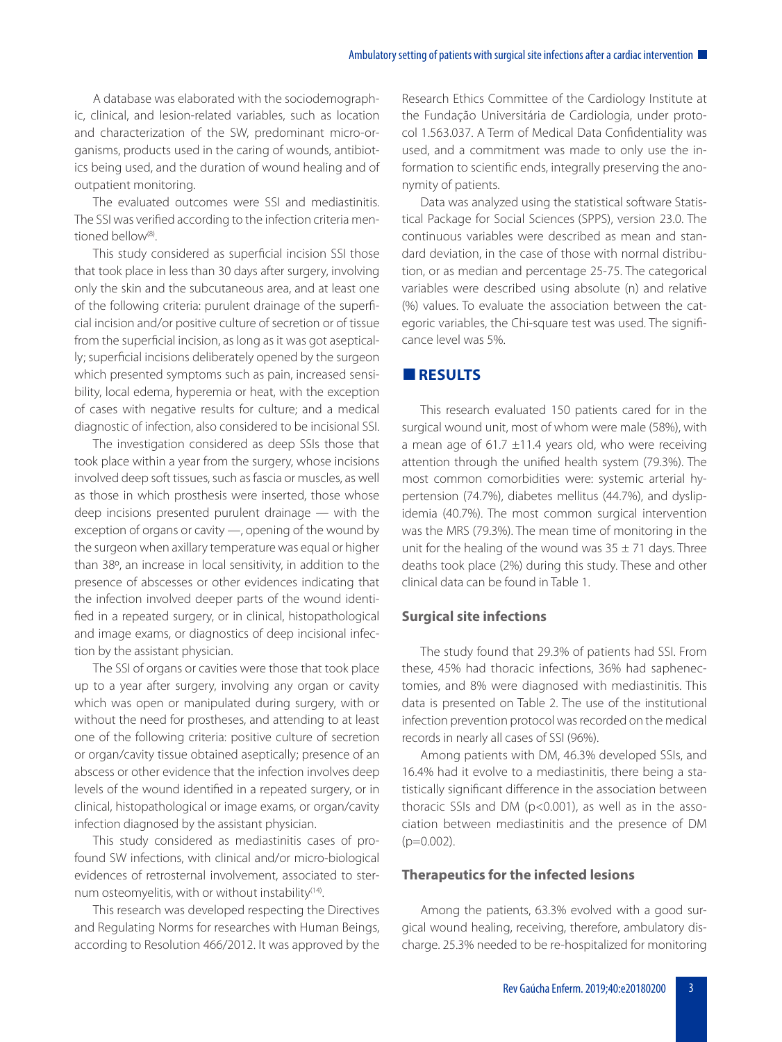A database was elaborated with the sociodemographic, clinical, and lesion-related variables, such as location and characterization of the SW, predominant micro-organisms, products used in the caring of wounds, antibiotics being used, and the duration of wound healing and of outpatient monitoring.

The evaluated outcomes were SSI and mediastinitis. The SSI was verified according to the infection criteria mentioned bellow[8].

This study considered as superficial incision SSI those that took place in less than 30 days after surgery, involving only the skin and the subcutaneous area, and at least one of the following criteria: purulent drainage of the superficial incision and/or positive culture of secretion or of tissue from the superficial incision, as long as it was got aseptically; superficial incisions deliberately opened by the surgeon which presented symptoms such as pain, increased sensibility, local edema, hyperemia or heat, with the exception of cases with negative results for culture; and a medical diagnostic of infection, also considered to be incisional SSI.

The investigation considered as deep SSIs those that took place within a year from the surgery, whose incisions involved deep soft tissues, such as fascia or muscles, as well as those in which prosthesis were inserted, those whose deep incisions presented purulent drainage — with the exception of organs or cavity —, opening of the wound by the surgeon when axillary temperature was equal or higher than 38º, an increase in local sensitivity, in addition to the presence of abscesses or other evidences indicating that the infection involved deeper parts of the wound identified in a repeated surgery, or in clinical, histopathological and image exams, or diagnostics of deep incisional infection by the assistant physician.

The SSI of organs or cavities were those that took place up to a year after surgery, involving any organ or cavity which was open or manipulated during surgery, with or without the need for prostheses, and attending to at least one of the following criteria: positive culture of secretion or organ/cavity tissue obtained aseptically; presence of an abscess or other evidence that the infection involves deep levels of the wound identified in a repeated surgery, or in clinical, histopathological or image exams, or organ/cavity infection diagnosed by the assistant physician.

This study considered as mediastinitis cases of profound SW infections, with clinical and/or micro-biological evidences of retrosternal involvement, associated to sternum osteomyelitis, with or without instability[14].

This research was developed respecting the Directives and Regulating Norms for researches with Human Beings, according to Resolution 466/2012. It was approved by the Research Ethics Committee of the Cardiology Institute at the Fundação Universitária de Cardiologia, under protocol 1.563.037. A Term of Medical Data Confidentiality was used, and a commitment was made to only use the information to scientific ends, integrally preserving the anonymity of patients.

Data was analyzed using the statistical software Statistical Package for Social Sciences (SPPS), version 23.0. The continuous variables were described as mean and standard deviation, in the case of those with normal distribution, or as median and percentage 25-75. The categorical variables were described using absolute (n) and relative (%) values. To evaluate the association between the categoric variables, the Chi-square test was used. The significance level was 5%.

## RESULTS

This research evaluated 150 patients cared for in the surgical wound unit, most of whom were male (58%), with a mean age of 61.7 ±11.4 years old, who were receiving attention through the unified health system (79.3%). The most common comorbidities were: systemic arterial hypertension (74.7%), diabetes mellitus (44.7%), and dyslipidemia (40.7%). The most common surgical intervention was the MRS (79.3%). The mean time of monitoring in the unit for the healing of the wound was 35 ± 71 days. Three deaths took place (2%) during this study. These and other clinical data can be found in Table 1.

### Surgical site infections

The study found that 29.3% of patients had SSI. From these, 45% had thoracic infections, 36% had saphenectomies, and 8% were diagnosed with mediastinitis. This data is presented on Table 2. The use of the institutional infection prevention protocol was recorded on the medical records in nearly all cases of SSI (96%).

Among patients with DM, 46.3% developed SSIs, and 16.4% had it evolve to a mediastinitis, there being a statistically significant difference in the association between thoracic SSIs and DM ($p<0.001$), as well as in the association between mediastinitis and the presence of DM ($p=0.002$).

### Therapeutics for the infected lesions

Among the patients, 63.3% evolved with a good surgical wound healing, receiving, therefore, ambulatory discharge. 25.3% needed to be re-hospitalized for monitoring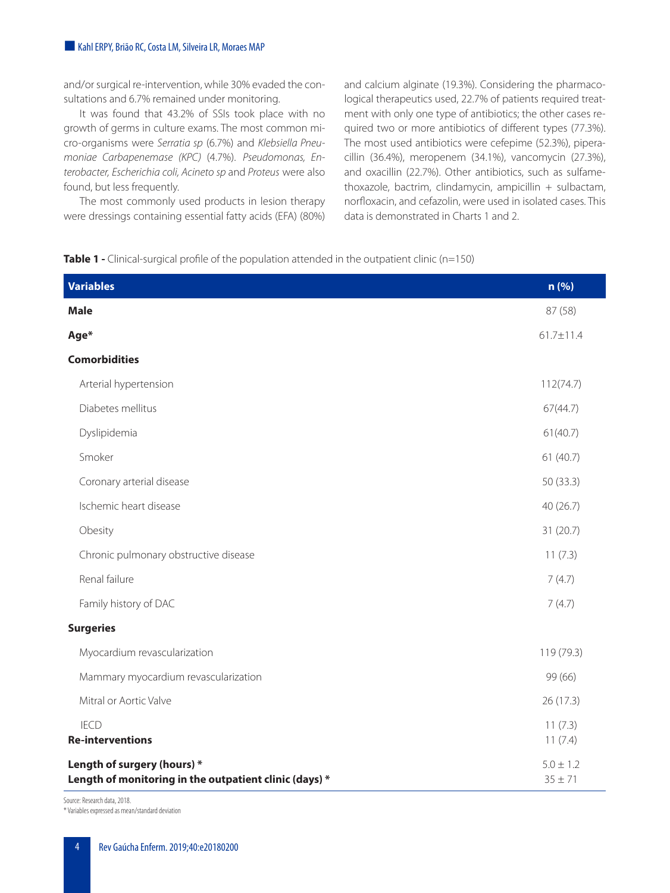and/or surgical re-intervention, while 30% evaded the consultations and 6.7% remained under monitoring.

It was found that 43.2% of SSIs took place with no growth of germs in culture exams. The most common micro-organisms were *Serratia sp* (6.7%) and *Klebsiella Pneumoniae Carbapenemase (KPC)* (4.7%). *Pseudomonas, Enterobacter, Escherichia coli, Acineto sp* and *Proteus* were also found, but less frequently.

The most commonly used products in lesion therapy were dressings containing essential fatty acids (EFA) (80%) and calcium alginate (19.3%). Considering the pharmacological therapeutics used, 22.7% of patients required treatment with only one type of antibiotics; the other cases required two or more antibiotics of different types (77.3%). The most used antibiotics were cefepime (52.3%), piperacillin (36.4%), meropenem (34.1%), vancomycin (27.3%), and oxacillin (22.7%). Other antibiotics, such as sulfamethoxazole, bactrim, clindamycin, ampicillin + sulbactam, norfloxacin, and cefazolin, were used in isolated cases. This data is demonstrated in Charts 1 and 2.

**Table 1 -** Clinical-surgical profile of the population attended in the outpatient clinic (n=150)

| Variables | n (%) |
|---|---|
| **Male** | 87 (58) |
| **Age*** | 61.7±11.4 |
| **Comorbidities** | |
| Arterial hypertension | 112(74.7) |
| Diabetes mellitus | 67(44.7) |
| Dyslipidemia | 61(40.7) |
| Smoker | 61 (40.7) |
| Coronary arterial disease | 50 (33.3) |
| Ischemic heart disease | 40 (26.7) |
| Obesity | 31 (20.7) |
| Chronic pulmonary obstructive disease | 11 (7.3) |
| Renal failure | 7 (4.7) |
| Family history of DAC | 7 (4.7) |
| **Surgeries** | |
| Myocardium revascularization | 119 (79.3) |
| Mammary myocardium revascularization | 99 (66) |
| Mitral or Aortic Valve | 26 (17.3) |
| IECD | 11 (7.3) |
| **Re-interventions** | 11 (7.4) |
| **Length of surgery (hours) *** | 5.0 ± 1.2 |
| **Length of monitoring in the outpatient clinic (days) *** | 35 ± 71 |

Source: Research data, 2018.
\* Variables expressed as mean/standard deviation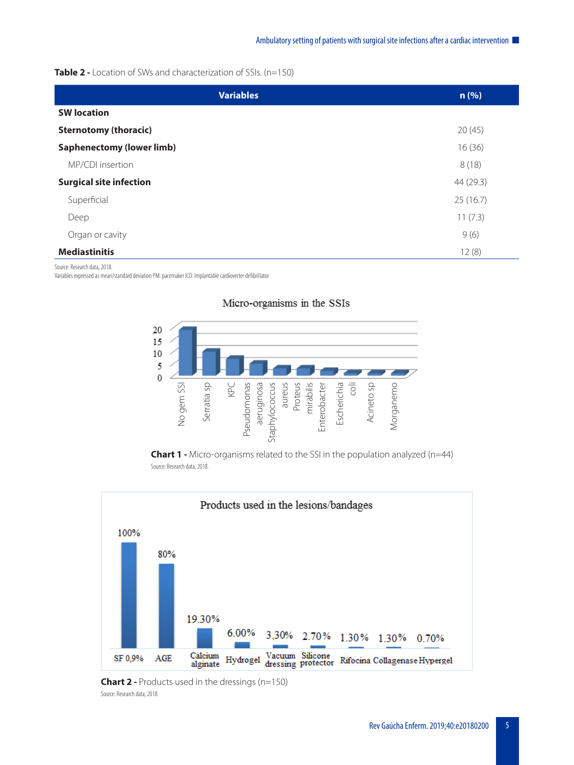**Table 2 -** Location of SWs and characterization of SSIs. (n=150)

| Variables | n (%) |
|---|---|
| **SW location** | |
| **Sternotomy (thoracic)** | 20 (45) |
| **Saphenectomy (lower limb)** | 16 (36) |
| MP/CDI insertion | 8 (18) |
| **Surgical site infection** | 44 (29.3) |
| Superficial | 25 (16.7) |
| Deep | 11 (7.3) |
| Organ or cavity | 9 (6) |
| **Mediastinitis** | 12 (8) |

Source: Research data, 2018.
Variables expressed as mean/standard deviation PM: pacemaker ICD: Implantable cardioverter defibrillator

Micro-organisms in the SSIs

20
15
10
5
0

No gem SSI
Serratia sp
KPC
Pseudomonas aeruginosa
Staphylococcus aureus
Proteus mirabilis
Enterobacter
Escherichia coli
Acineto sp
Morganemo

**Chart 1 -** Micro-organisms related to the SSI in the population analyzed (n=44)
Source: Research data, 2018.

Products used in the lesions/bandages

100%
80%
19.30%
6.00%
3.30%
2.70%
1.30%
1.30%
0.70%

SF 0,9%
AGE
Calcium alginate
Hydrogel
Vacuum dressing
Silicone protector
Rifocina
Collagenase
Hypergel

**Chart 2 -** Products used in the dressings (n=150)
Source: Research data, 2018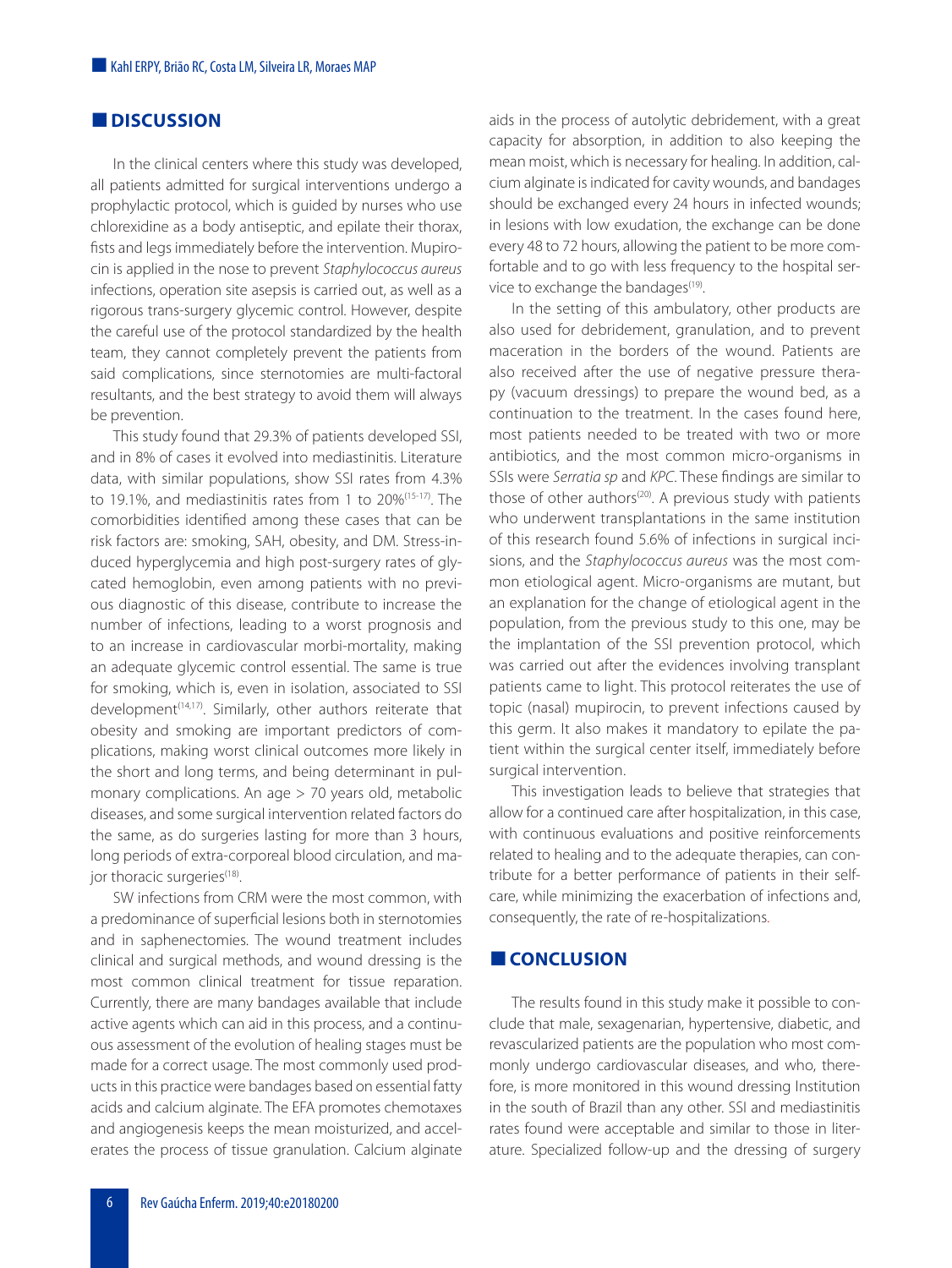## DISCUSSION

In the clinical centers where this study was developed, all patients admitted for surgical interventions undergo a prophylactic protocol, which is guided by nurses who use chlorexidine as a body antiseptic, and epilate their thorax, fists and legs immediately before the intervention. Mupirocin is applied in the nose to prevent *Staphylococcus aureus* infections, operation site asepsis is carried out, as well as a rigorous trans-surgery glycemic control. However, despite the careful use of the protocol standardized by the health team, they cannot completely prevent the patients from said complications, since sternotomies are multi-factoral resultants, and the best strategy to avoid them will always be prevention.

This study found that 29.3% of patients developed SSI, and in 8% of cases it evolved into mediastinitis. Literature data, with similar populations, show SSI rates from 4.3% to 19.1%, and mediastinitis rates from 1 to 20%[15-17]. The comorbidities identified among these cases that can be risk factors are: smoking, SAH, obesity, and DM. Stress-induced hyperglycemia and high post-surgery rates of glycated hemoglobin, even among patients with no previous diagnostic of this disease, contribute to increase the number of infections, leading to a worst prognosis and to an increase in cardiovascular morbi-mortality, making an adequate glycemic control essential. The same is true for smoking, which is, even in isolation, associated to SSI development[14,17]. Similarly, other authors reiterate that obesity and smoking are important predictors of complications, making worst clinical outcomes more likely in the short and long terms, and being determinant in pulmonary complications. An age > 70 years old, metabolic diseases, and some surgical intervention related factors do the same, as do surgeries lasting for more than 3 hours, long periods of extra-corporeal blood circulation, and major thoracic surgeries[18].

SW infections from CRM were the most common, with a predominance of superficial lesions both in sternotomies and in saphenectomies. The wound treatment includes clinical and surgical methods, and wound dressing is the most common clinical treatment for tissue reparation. Currently, there are many bandages available that include active agents which can aid in this process, and a continuous assessment of the evolution of healing stages must be made for a correct usage. The most commonly used products in this practice were bandages based on essential fatty acids and calcium alginate. The EFA promotes chemotaxes and angiogenesis keeps the mean moisturized, and accelerates the process of tissue granulation. Calcium alginate aids in the process of autolytic debridement, with a great capacity for absorption, in addition to also keeping the mean moist, which is necessary for healing. In addition, calcium alginate is indicated for cavity wounds, and bandages should be exchanged every 24 hours in infected wounds; in lesions with low exudation, the exchange can be done every 48 to 72 hours, allowing the patient to be more comfortable and to go with less frequency to the hospital service to exchange the bandages[19].

In the setting of this ambulatory, other products are also used for debridement, granulation, and to prevent maceration in the borders of the wound. Patients are also received after the use of negative pressure therapy (vacuum dressings) to prepare the wound bed, as a continuation to the treatment. In the cases found here, most patients needed to be treated with two or more antibiotics, and the most common micro-organisms in SSIs were *Serratia sp* and *KPC*. These findings are similar to those of other authors[20]. A previous study with patients who underwent transplantations in the same institution of this research found 5.6% of infections in surgical incisions, and the *Staphylococcus aureus* was the most common etiological agent. Micro-organisms are mutant, but an explanation for the change of etiological agent in the population, from the previous study to this one, may be the implantation of the SSI prevention protocol, which was carried out after the evidences involving transplant patients came to light. This protocol reiterates the use of topic (nasal) mupirocin, to prevent infections caused by this germ. It also makes it mandatory to epilate the patient within the surgical center itself, immediately before surgical intervention.

This investigation leads to believe that strategies that allow for a continued care after hospitalization, in this case, with continuous evaluations and positive reinforcements related to healing and to the adequate therapies, can contribute for a better performance of patients in their self-care, while minimizing the exacerbation of infections and, consequently, the rate of re-hospitalizations.

## CONCLUSION

The results found in this study make it possible to conclude that male, sexagenarian, hypertensive, diabetic, and revascularized patients are the population who most commonly undergo cardiovascular diseases, and who, therefore, is more monitored in this wound dressing Institution in the south of Brazil than any other. SSI and mediastinitis rates found were acceptable and similar to those in literature. Specialized follow-up and the dressing of surgery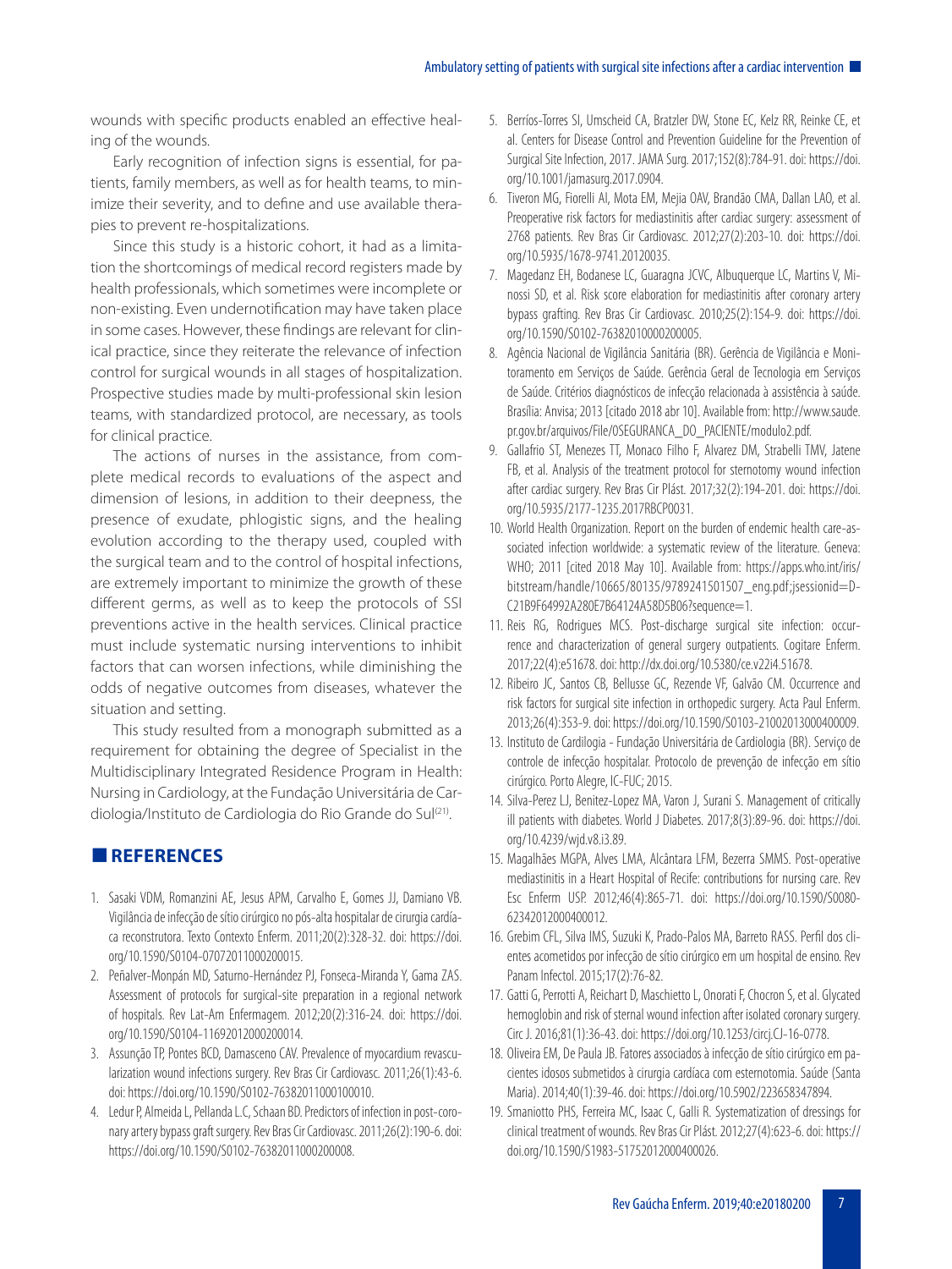wounds with specific products enabled an effective healing of the wounds.

Early recognition of infection signs is essential, for patients, family members, as well as for health teams, to minimize their severity, and to define and use available therapies to prevent re-hospitalizations.

Since this study is a historic cohort, it had as a limitation the shortcomings of medical record registers made by health professionals, which sometimes were incomplete or non-existing. Even undernotification may have taken place in some cases. However, these findings are relevant for clinical practice, since they reiterate the relevance of infection control for surgical wounds in all stages of hospitalization. Prospective studies made by multi-professional skin lesion teams, with standardized protocol, are necessary, as tools for clinical practice.

The actions of nurses in the assistance, from complete medical records to evaluations of the aspect and dimension of lesions, in addition to their deepness, the presence of exudate, phlogistic signs, and the healing evolution according to the therapy used, coupled with the surgical team and to the control of hospital infections, are extremely important to minimize the growth of these different germs, as well as to keep the protocols of SSI preventions active in the health services. Clinical practice must include systematic nursing interventions to inhibit factors that can worsen infections, while diminishing the odds of negative outcomes from diseases, whatever the situation and setting.

This study resulted from a monograph submitted as a requirement for obtaining the degree of Specialist in the Multidisciplinary Integrated Residence Program in Health: Nursing in Cardiology, at the Fundação Universitária de Cardiologia/Instituto de Cardiologia do Rio Grande do Sul[21].

## REFERENCES

1. Sasaki VDM, Romanzini AE, Jesus APM, Carvalho E, Gomes JJ, Damiano VB. Vigilância de infecção de sítio cirúrgico no pós-alta hospitalar de cirurgia cardíaca reconstrutora. Texto Contexto Enferm. 2011;20(2):328-32. doi: https://doi.org/10.1590/S0104-07072011000200015.
2. Peñalver-Monpán MD, Saturno-Hernández PJ, Fonseca-Miranda Y, Gama ZAS. Assessment of protocols for surgical-site preparation in a regional network of hospitals. Rev Lat-Am Enfermagem. 2012;20(2):316-24. doi: https://doi.org/10.1590/S0104-11692012000200014.
3. Assunção TP, Pontes BCD, Damasceno CAV. Prevalence of myocardium revascularization wound infections surgery. Rev Bras Cir Cardiovasc. 2011;26(1):43-6. doi: https://doi.org/10.1590/S0102-76382011000100010.
4. Ledur P, Almeida L, Pellanda L.C, Schaan BD. Predictors of infection in post-coronary artery bypass graft surgery. Rev Bras Cir Cardiovasc. 2011;26(2):190-6. doi: https://doi.org/10.1590/S0102-76382011000200008.
5. Berríos-Torres SI, Umscheid CA, Bratzler DW, Stone EC, Kelz RR, Reinke CE, et al. Centers for Disease Control and Prevention Guideline for the Prevention of Surgical Site Infection, 2017. JAMA Surg. 2017;152(8):784-91. doi: https://doi.org/10.1001/jamasurg.2017.0904.
6. Tiveron MG, Fiorelli AI, Mota EM, Mejia OAV, Brandão CMA, Dallan LAO, et al. Preoperative risk factors for mediastinitis after cardiac surgery: assessment of 2768 patients. Rev Bras Cir Cardiovasc. 2012;27(2):203-10. doi: https://doi.org/10.5935/1678-9741.20120035.
7. Magedanz EH, Bodanese LC, Guaragna JCVC, Albuquerque LC, Martins V, Minossi SD, et al. Risk score elaboration for mediastinitis after coronary artery bypass grafting. Rev Bras Cir Cardiovasc. 2010;25(2):154-9. doi: https://doi.org/10.1590/S0102-76382010000200005.
8. Agência Nacional de Vigilância Sanitária (BR). Gerência de Vigilância e Monitoramento em Serviços de Saúde. Gerência Geral de Tecnologia em Serviços de Saúde. Critérios diagnósticos de infecção relacionada à assistência à saúde. Brasília: Anvisa; 2013 [citado 2018 abr 10]. Available from: http://www.saude.pr.gov.br/arquivos/File/0SEGURANCA_DO_PACIENTE/modulo2.pdf.
9. Gallafrio ST, Menezes TT, Monaco Filho F, Alvarez DM, Strabelli TMV, Jatene FB, et al. Analysis of the treatment protocol for sternotomy wound infection after cardiac surgery. Rev Bras Cir Plást. 2017;32(2):194-201. doi: https://doi.org/10.5935/2177-1235.2017RBCP0031.
10. World Health Organization. Report on the burden of endemic health care-associated infection worldwide: a systematic review of the literature. Geneva: WHO; 2011 [cited 2018 May 10]. Available from: https://apps.who.int/iris/bitstream/handle/10665/80135/9789241501507_eng.pdf;jsessionid=DC21B9F64992A280E7B64124A58D5B06?sequence=1.
11. Reis RG, Rodrigues MCS. Post-discharge surgical site infection: occurrence and characterization of general surgery outpatients. Cogitare Enferm. 2017;22(4):e51678. doi: http://dx.doi.org/10.5380/ce.v22i4.51678.
12. Ribeiro JC, Santos CB, Bellusse GC, Rezende VF, Galvão CM. Occurrence and risk factors for surgical site infection in orthopedic surgery. Acta Paul Enferm. 2013;26(4):353-9. doi: https://doi.org/10.1590/S0103-21002013000400009.
13. Instituto de Cardilogia - Fundação Universitária de Cardiologia (BR). Serviço de controle de infecção hospitalar. Protocolo de prevenção de infecção em sítio cirúrgico. Porto Alegre, IC-FUC; 2015.
14. Silva-Perez LJ, Benitez-Lopez MA, Varon J, Surani S. Management of critically ill patients with diabetes. World J Diabetes. 2017;8(3):89-96. doi: https://doi.org/10.4239/wjd.v8.i3.89.
15. Magalhães MGPA, Alves LMA, Alcântara LFM, Bezerra SMMS. Post-operative mediastinitis in a Heart Hospital of Recife: contributions for nursing care. Rev Esc Enferm USP. 2012;46(4):865-71. doi: https://doi.org/10.1590/S0080-62342012000400012.
16. Grebim CFL, Silva IMS, Suzuki K, Prado-Palos MA, Barreto RASS. Perfil dos clientes acometidos por infecção de sítio cirúrgico em um hospital de ensino. Rev Panam Infectol. 2015;17(2):76-82.
17. Gatti G, Perrotti A, Reichart D, Maschietto L, Onorati F, Chocron S, et al. Glycated hemoglobin and risk of sternal wound infection after isolated coronary surgery. Circ J. 2016;81(1):36-43. doi: https://doi.org/10.1253/circj.CJ-16-0778.
18. Oliveira EM, De Paula JB. Fatores associados à infecção de sítio cirúrgico em pacientes idosos submetidos à cirurgia cardíaca com esternotomia. Saúde (Santa Maria). 2014;40(1):39-46. doi: https://doi.org/10.5902/223658347894.
19. Smaniotto PHS, Ferreira MC, Isaac C, Galli R. Systematization of dressings for clinical treatment of wounds. Rev Bras Cir Plást. 2012;27(4):623-6. doi: https://doi.org/10.1590/S1983-51752012000400026.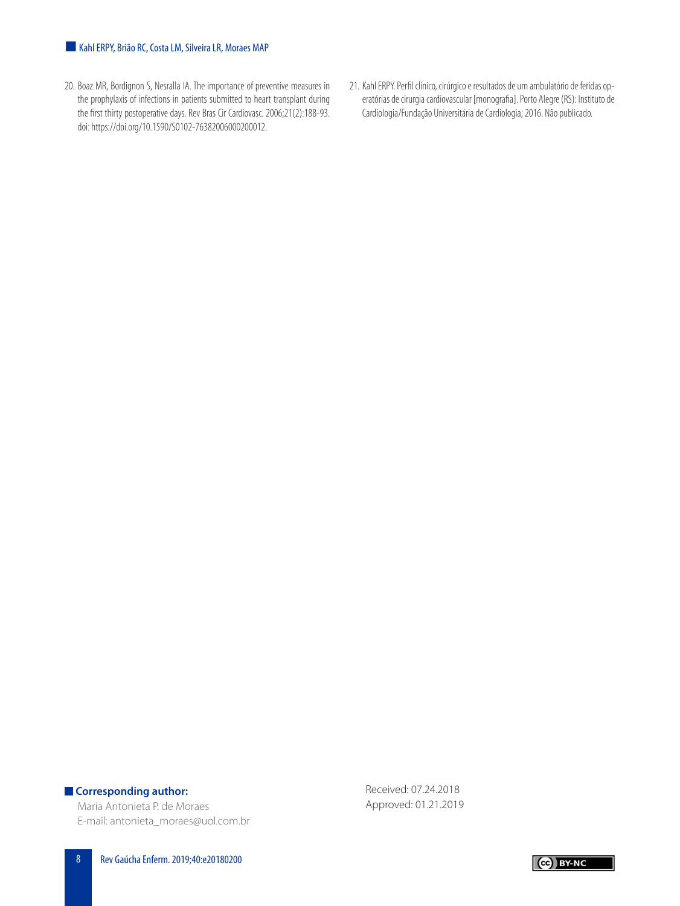20. Boaz MR, Bordignon S, Nesralla IA. The importance of preventive measures in the prophylaxis of infections in patients submitted to heart transplant during the first thirty postoperative days. Rev Bras Cir Cardiovasc. 2006;21(2):188-93. doi: https://doi.org/10.1590/S0102-76382006000200012.

21. Kahl ERPY. Perfil clínico, cirúrgico e resultados de um ambulatório de feridas operatórias de cirurgia cardiovascular [monografia]. Porto Alegre (RS): Instituto de Cardiologia/Fundação Universitária de Cardiologia; 2016. Não publicado.

**Corresponding author:**
Maria Antonieta P. de Moraes
E-mail: antonieta_moraes@uol.com.br

Received: 07.24.2018
Approved: 01.21.2019